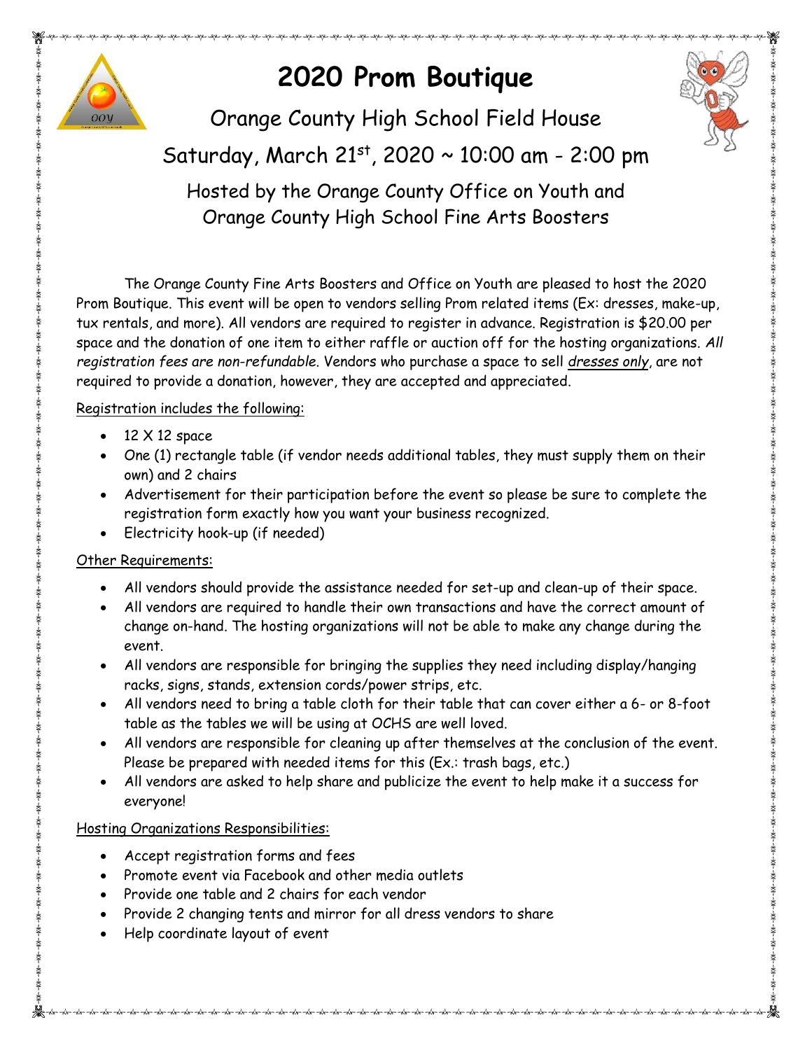# 2020 Prom Boutique

Orange County High School Field House

Saturday, March 21st, 2020 ~ 10:00 am - 2:00 pm

Hosted by the Orange County Office on Youth and Orange County High School Fine Arts Boosters

The Orange County Fine Arts Boosters and Office on Youth are pleased to host the 2020 Prom Boutique. This event will be open to vendors selling Prom related items (Ex: dresses, make-up, tux rentals, and more). All vendors are required to register in advance. Registration is $20.00 per space and the donation of one item to either raffle or auction off for the hosting organizations. *All registration fees are non-refundable*. Vendors who purchase a space to sell *dresses only*, are not required to provide a donation, however, they are accepted and appreciated.

Registration includes the following:

- 12 X 12 space
- One (1) rectangle table (if vendor needs additional tables, they must supply them on their own) and 2 chairs
- Advertisement for their participation before the event so please be sure to complete the registration form exactly how you want your business recognized.
- Electricity hook-up (if needed)

Other Requirements:

- All vendors should provide the assistance needed for set-up and clean-up of their space.
- All vendors are required to handle their own transactions and have the correct amount of change on-hand. The hosting organizations will not be able to make any change during the event.
- All vendors are responsible for bringing the supplies they need including display/hanging racks, signs, stands, extension cords/power strips, etc.
- All vendors need to bring a table cloth for their table that can cover either a 6- or 8-foot table as the tables we will be using at OCHS are well loved.
- All vendors are responsible for cleaning up after themselves at the conclusion of the event. Please be prepared with needed items for this (Ex.: trash bags, etc.)
- All vendors are asked to help share and publicize the event to help make it a success for everyone!

Hosting Organizations Responsibilities:

- Accept registration forms and fees
- Promote event via Facebook and other media outlets
- Provide one table and 2 chairs for each vendor
- Provide 2 changing tents and mirror for all dress vendors to share
- Help coordinate layout of event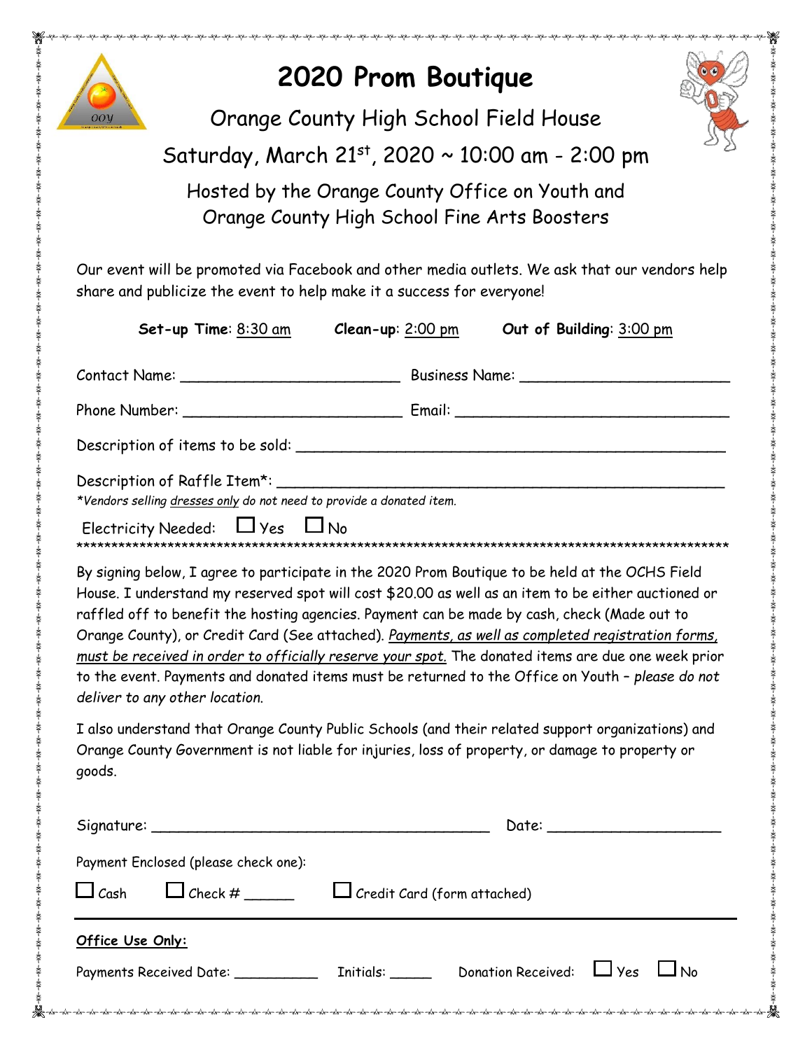# 2020 Prom Boutique

Orange County High School Field House

Saturday, March 21st, 2020 ~ 10:00 am - 2:00 pm

Hosted by the Orange County Office on Youth and Orange County High School Fine Arts Boosters

Our event will be promoted via Facebook and other media outlets. We ask that our vendors help share and publicize the event to help make it a success for everyone!

**Set-up Time**: 8:30 am **Clean-up**: 2:00 pm **Out of Building**: 3:00 pm

Contact Name: ________________________ Business Name: ________________________

Phone Number: ________________________ Email: ______________________________

Description of items to be sold: ______________________________________________

Description of Raffle Item*: _________________________________________________

*\*Vendors selling dresses only do not need to provide a donated item.*

Electricity Needed: ☐ Yes ☐ No

*************************************************************************************

By signing below, I agree to participate in the 2020 Prom Boutique to be held at the OCHS Field House. I understand my reserved spot will cost $20.00 as well as an item to be either auctioned or raffled off to benefit the hosting agencies. Payment can be made by cash, check (Made out to Orange County), or Credit Card (See attached). *Payments, as well as completed registration forms, must be received in order to officially reserve your spot.* The donated items are due one week prior to the event. Payments and donated items must be returned to the Office on Youth – *please do not deliver to any other location.*

I also understand that Orange County Public Schools (and their related support organizations) and Orange County Government is not liable for injuries, loss of property, or damage to property or goods.

Signature: _____________________________________ Date: ___________________

Payment Enclosed (please check one):

☐ Cash ☐ Check # ______ ☐ Credit Card (form attached)

---

**Office Use Only:**

Payments Received Date: __________ Initials: _____ Donation Received: ☐ Yes ☐ No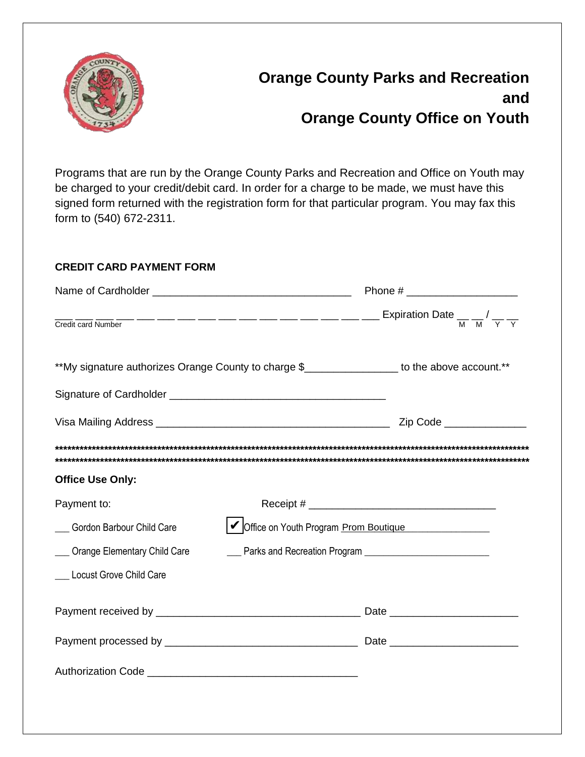# Orange County Parks and Recreation and Orange County Office on Youth

Programs that are run by the Orange County Parks and Recreation and Office on Youth may be charged to your credit/debit card. In order for a charge to be made, we must have this signed form returned with the registration form for that particular program. You may fax this form to (540) 672-2311.

**CREDIT CARD PAYMENT FORM**

Name of Cardholder ________________________________ Phone # __________________

___ ___ ___ ___ ___ ___ ___ ___ ___ ___ ___ ___ ___ ___ ___ ___ Expiration Date __ __ / __ __
Credit card Number M M Y Y

**My signature authorizes Orange County to charge $_______________ to the above account.**

Signature of Cardholder ___________________________________

Visa Mailing Address ______________________________________ Zip Code _____________

**************************************************************************************************************************
**************************************************************************************************************************

**Office Use Only:**

Payment to: Receipt # ______________________________

___ Gordon Barbour Child Care

✔ Office on Youth Program Prom Boutique _______________

___ Orange Elementary Child Care

___ Parks and Recreation Program ______________________

___ Locust Grove Child Care

Payment received by __________________________________ Date ____________________

Payment processed by ________________________________ Date ____________________

Authorization Code __________________________________